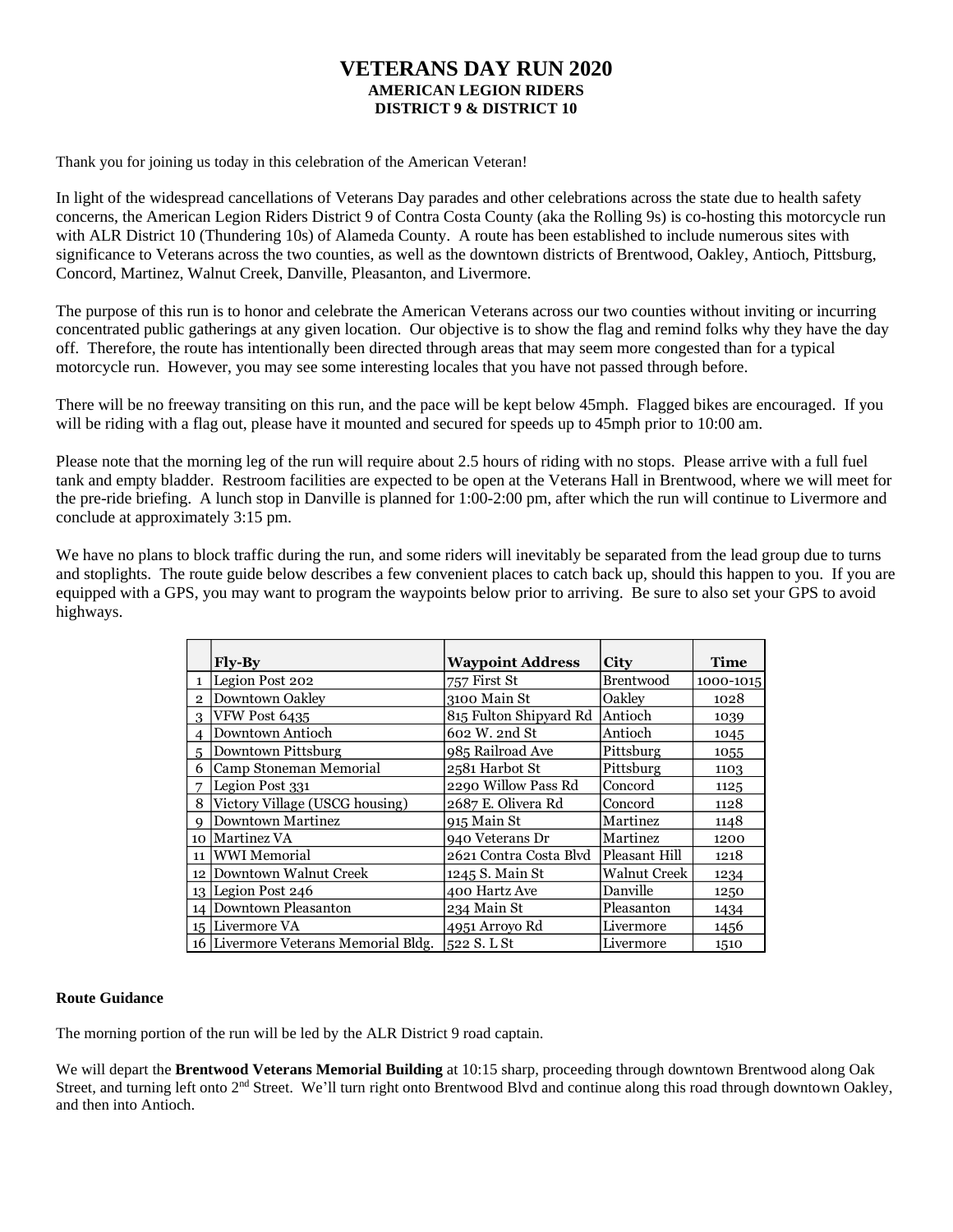# VETERANS DAY RUN 2020

## AMERICAN LEGION RIDERS
## DISTRICT 9 & DISTRICT 10

Thank you for joining us today in this celebration of the American Veteran!

In light of the widespread cancellations of Veterans Day parades and other celebrations across the state due to health safety concerns, the American Legion Riders District 9 of Contra Costa County (aka the Rolling 9s) is co-hosting this motorcycle run with ALR District 10 (Thundering 10s) of Alameda County. A route has been established to include numerous sites with significance to Veterans across the two counties, as well as the downtown districts of Brentwood, Oakley, Antioch, Pittsburg, Concord, Martinez, Walnut Creek, Danville, Pleasanton, and Livermore.

The purpose of this run is to honor and celebrate the American Veterans across our two counties without inviting or incurring concentrated public gatherings at any given location. Our objective is to show the flag and remind folks why they have the day off. Therefore, the route has intentionally been directed through areas that may seem more congested than for a typical motorcycle run. However, you may see some interesting locales that you have not passed through before.

There will be no freeway transiting on this run, and the pace will be kept below 45mph. Flagged bikes are encouraged. If you will be riding with a flag out, please have it mounted and secured for speeds up to 45mph prior to 10:00 am.

Please note that the morning leg of the run will require about 2.5 hours of riding with no stops. Please arrive with a full fuel tank and empty bladder. Restroom facilities are expected to be open at the Veterans Hall in Brentwood, where we will meet for the pre-ride briefing. A lunch stop in Danville is planned for 1:00-2:00 pm, after which the run will continue to Livermore and conclude at approximately 3:15 pm.

We have no plans to block traffic during the run, and some riders will inevitably be separated from the lead group due to turns and stoplights. The route guide below describes a few convenient places to catch back up, should this happen to you. If you are equipped with a GPS, you may want to program the waypoints below prior to arriving. Be sure to also set your GPS to avoid highways.

| | Fly-By | Waypoint Address | City | Time |
|---|---|---|---|---|
| 1 | Legion Post 202 | 757 First St | Brentwood | 1000-1015 |
| 2 | Downtown Oakley | 3100 Main St | Oakley | 1028 |
| 3 | VFW Post 6435 | 815 Fulton Shipyard Rd | Antioch | 1039 |
| 4 | Downtown Antioch | 602 W. 2nd St | Antioch | 1045 |
| 5 | Downtown Pittsburg | 985 Railroad Ave | Pittsburg | 1055 |
| 6 | Camp Stoneman Memorial | 2581 Harbot St | Pittsburg | 1103 |
| 7 | Legion Post 331 | 2290 Willow Pass Rd | Concord | 1125 |
| 8 | Victory Village (USCG housing) | 2687 E. Olivera Rd | Concord | 1128 |
| 9 | Downtown Martinez | 915 Main St | Martinez | 1148 |
| 10 | Martinez VA | 940 Veterans Dr | Martinez | 1200 |
| 11 | WWI Memorial | 2621 Contra Costa Blvd | Pleasant Hill | 1218 |
| 12 | Downtown Walnut Creek | 1245 S. Main St | Walnut Creek | 1234 |
| 13 | Legion Post 246 | 400 Hartz Ave | Danville | 1250 |
| 14 | Downtown Pleasanton | 234 Main St | Pleasanton | 1434 |
| 15 | Livermore VA | 4951 Arroyo Rd | Livermore | 1456 |
| 16 | Livermore Veterans Memorial Bldg. | 522 S. L St | Livermore | 1510 |

**Route Guidance**

The morning portion of the run will be led by the ALR District 9 road captain.

We will depart the **Brentwood Veterans Memorial Building** at 10:15 sharp, proceeding through downtown Brentwood along Oak Street, and turning left onto 2nd Street. We'll turn right onto Brentwood Blvd and continue along this road through downtown Oakley, and then into Antioch.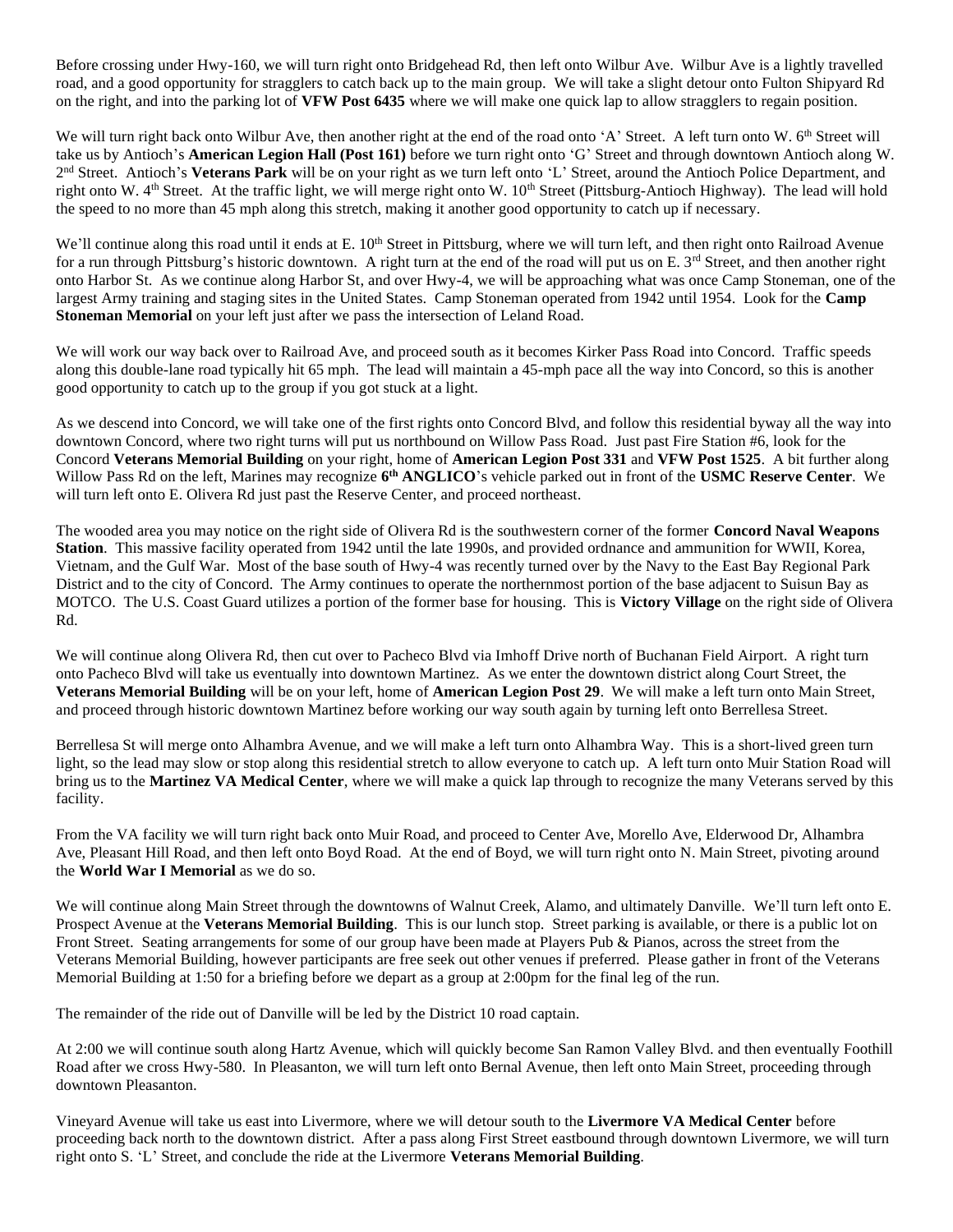Before crossing under Hwy-160, we will turn right onto Bridgehead Rd, then left onto Wilbur Ave. Wilbur Ave is a lightly travelled road, and a good opportunity for stragglers to catch back up to the main group. We will take a slight detour onto Fulton Shipyard Rd on the right, and into the parking lot of **VFW Post 6435** where we will make one quick lap to allow stragglers to regain position.

We will turn right back onto Wilbur Ave, then another right at the end of the road onto 'A' Street. A left turn onto W. 6th Street will take us by Antioch's **American Legion Hall (Post 161)** before we turn right onto 'G' Street and through downtown Antioch along W. 2nd Street. Antioch's **Veterans Park** will be on your right as we turn left onto 'L' Street, around the Antioch Police Department, and right onto W. 4th Street. At the traffic light, we will merge right onto W. 10th Street (Pittsburg-Antioch Highway). The lead will hold the speed to no more than 45 mph along this stretch, making it another good opportunity to catch up if necessary.

We'll continue along this road until it ends at E. 10th Street in Pittsburg, where we will turn left, and then right onto Railroad Avenue for a run through Pittsburg's historic downtown. A right turn at the end of the road will put us on E. 3rd Street, and then another right onto Harbor St. As we continue along Harbor St, and over Hwy-4, we will be approaching what was once Camp Stoneman, one of the largest Army training and staging sites in the United States. Camp Stoneman operated from 1942 until 1954. Look for the **Camp Stoneman Memorial** on your left just after we pass the intersection of Leland Road.

We will work our way back over to Railroad Ave, and proceed south as it becomes Kirker Pass Road into Concord. Traffic speeds along this double-lane road typically hit 65 mph. The lead will maintain a 45-mph pace all the way into Concord, so this is another good opportunity to catch up to the group if you got stuck at a light.

As we descend into Concord, we will take one of the first rights onto Concord Blvd, and follow this residential byway all the way into downtown Concord, where two right turns will put us northbound on Willow Pass Road. Just past Fire Station #6, look for the Concord **Veterans Memorial Building** on your right, home of **American Legion Post 331** and **VFW Post 1525**. A bit further along Willow Pass Rd on the left, Marines may recognize **6th ANGLICO**'s vehicle parked out in front of the **USMC Reserve Center**. We will turn left onto E. Olivera Rd just past the Reserve Center, and proceed northeast.

The wooded area you may notice on the right side of Olivera Rd is the southwestern corner of the former **Concord Naval Weapons Station**. This massive facility operated from 1942 until the late 1990s, and provided ordnance and ammunition for WWII, Korea, Vietnam, and the Gulf War. Most of the base south of Hwy-4 was recently turned over by the Navy to the East Bay Regional Park District and to the city of Concord. The Army continues to operate the northernmost portion of the base adjacent to Suisun Bay as MOTCO. The U.S. Coast Guard utilizes a portion of the former base for housing. This is **Victory Village** on the right side of Olivera Rd.

We will continue along Olivera Rd, then cut over to Pacheco Blvd via Imhoff Drive north of Buchanan Field Airport. A right turn onto Pacheco Blvd will take us eventually into downtown Martinez. As we enter the downtown district along Court Street, the **Veterans Memorial Building** will be on your left, home of **American Legion Post 29**. We will make a left turn onto Main Street, and proceed through historic downtown Martinez before working our way south again by turning left onto Berrellesa Street.

Berrellesa St will merge onto Alhambra Avenue, and we will make a left turn onto Alhambra Way. This is a short-lived green turn light, so the lead may slow or stop along this residential stretch to allow everyone to catch up. A left turn onto Muir Station Road will bring us to the **Martinez VA Medical Center**, where we will make a quick lap through to recognize the many Veterans served by this facility.

From the VA facility we will turn right back onto Muir Road, and proceed to Center Ave, Morello Ave, Elderwood Dr, Alhambra Ave, Pleasant Hill Road, and then left onto Boyd Road. At the end of Boyd, we will turn right onto N. Main Street, pivoting around the **World War I Memorial** as we do so.

We will continue along Main Street through the downtowns of Walnut Creek, Alamo, and ultimately Danville. We'll turn left onto E. Prospect Avenue at the **Veterans Memorial Building**. This is our lunch stop. Street parking is available, or there is a public lot on Front Street. Seating arrangements for some of our group have been made at Players Pub & Pianos, across the street from the Veterans Memorial Building, however participants are free seek out other venues if preferred. Please gather in front of the Veterans Memorial Building at 1:50 for a briefing before we depart as a group at 2:00pm for the final leg of the run.

The remainder of the ride out of Danville will be led by the District 10 road captain.

At 2:00 we will continue south along Hartz Avenue, which will quickly become San Ramon Valley Blvd. and then eventually Foothill Road after we cross Hwy-580. In Pleasanton, we will turn left onto Bernal Avenue, then left onto Main Street, proceeding through downtown Pleasanton.

Vineyard Avenue will take us east into Livermore, where we will detour south to the **Livermore VA Medical Center** before proceeding back north to the downtown district. After a pass along First Street eastbound through downtown Livermore, we will turn right onto S. 'L' Street, and conclude the ride at the Livermore **Veterans Memorial Building**.